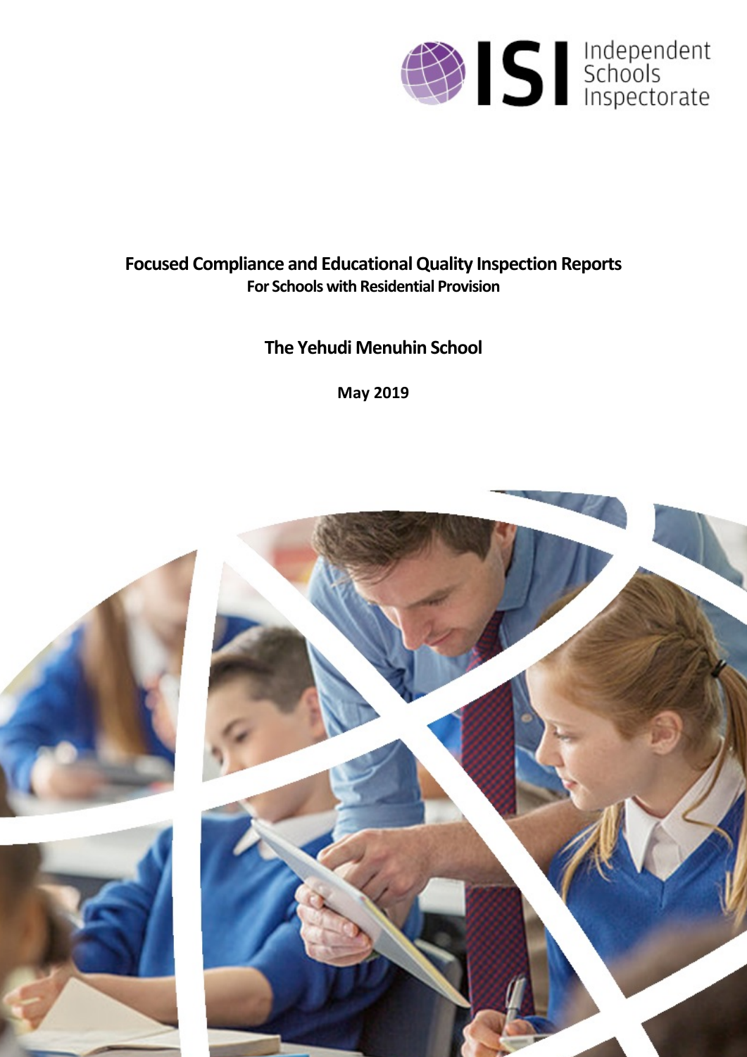# Focused Compliance and Educational Quality Inspection Reports

## For Schools with Residential Provision

## The Yehudi Menuhin School

**May 2019**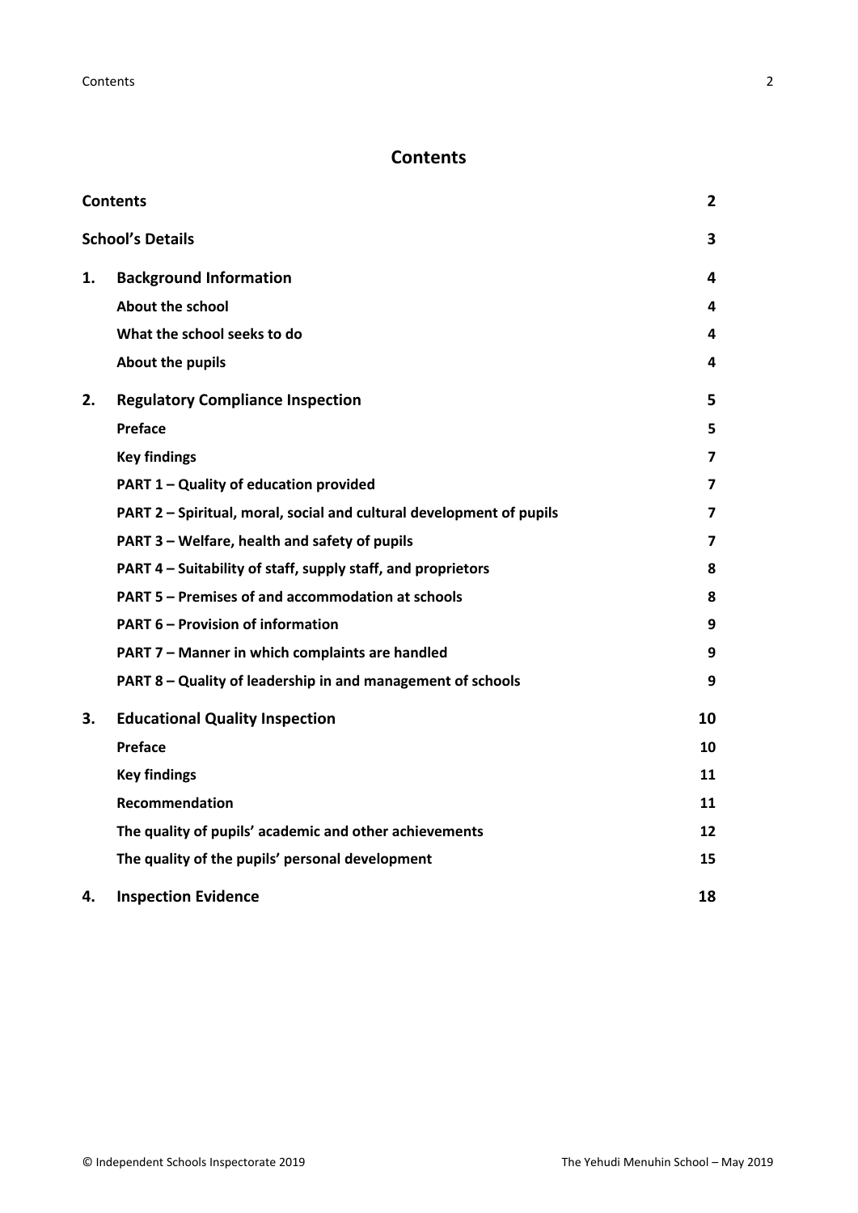# Contents

| | | |
|---|---|---|
| **Contents** | | **2** |
| **School's Details** | | **3** |
| **1.** | **Background Information** | **4** |
| | **About the school** | **4** |
| | **What the school seeks to do** | **4** |
| | **About the pupils** | **4** |
| **2.** | **Regulatory Compliance Inspection** | **5** |
| | **Preface** | **5** |
| | **Key findings** | **7** |
| | **PART 1 – Quality of education provided** | **7** |
| | **PART 2 – Spiritual, moral, social and cultural development of pupils** | **7** |
| | **PART 3 – Welfare, health and safety of pupils** | **7** |
| | **PART 4 – Suitability of staff, supply staff, and proprietors** | **8** |
| | **PART 5 – Premises of and accommodation at schools** | **8** |
| | **PART 6 – Provision of information** | **9** |
| | **PART 7 – Manner in which complaints are handled** | **9** |
| | **PART 8 – Quality of leadership in and management of schools** | **9** |
| **3.** | **Educational Quality Inspection** | **10** |
| | **Preface** | **10** |
| | **Key findings** | **11** |
| | **Recommendation** | **11** |
| | **The quality of pupils' academic and other achievements** | **12** |
| | **The quality of the pupils' personal development** | **15** |
| **4.** | **Inspection Evidence** | **18** |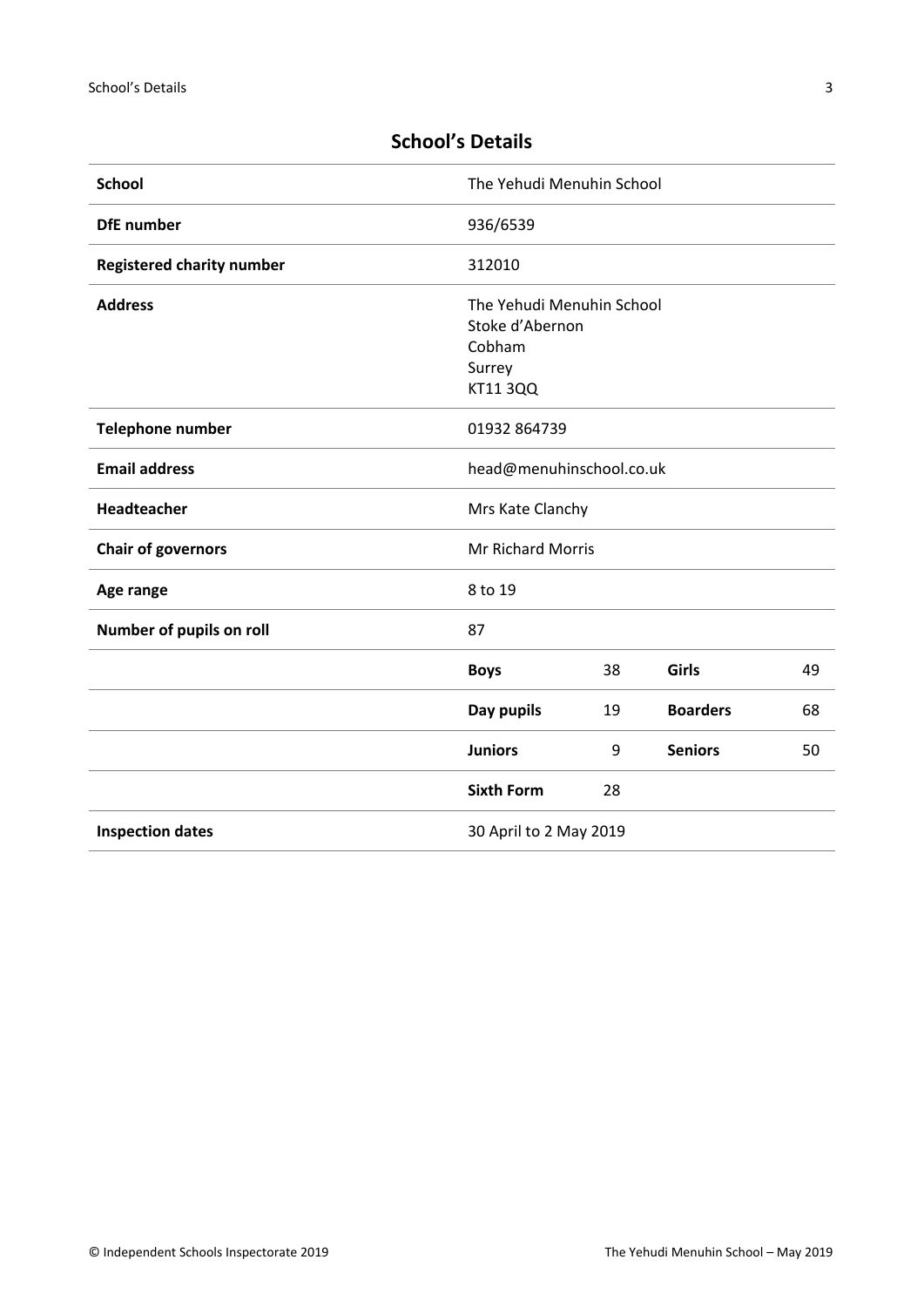## School's Details

| | | | | |
|---|---|---|---|---|
| **School** | The Yehudi Menuhin School | | | |
| **DfE number** | 936/6539 | | | |
| **Registered charity number** | 312010 | | | |
| **Address** | The Yehudi Menuhin School<br>Stoke d'Abernon<br>Cobham<br>Surrey<br>KT11 3QQ | | | |
| **Telephone number** | 01932 864739 | | | |
| **Email address** | head@menuhinschool.co.uk | | | |
| **Headteacher** | Mrs Kate Clanchy | | | |
| **Chair of governors** | Mr Richard Morris | | | |
| **Age range** | 8 to 19 | | | |
| **Number of pupils on roll** | 87 | | | |
| | **Boys** | 38 | **Girls** | 49 |
| | **Day pupils** | 19 | **Boarders** | 68 |
| | **Juniors** | 9 | **Seniors** | 50 |
| | **Sixth Form** | 28 | | |
| **Inspection dates** | 30 April to 2 May 2019 | | | |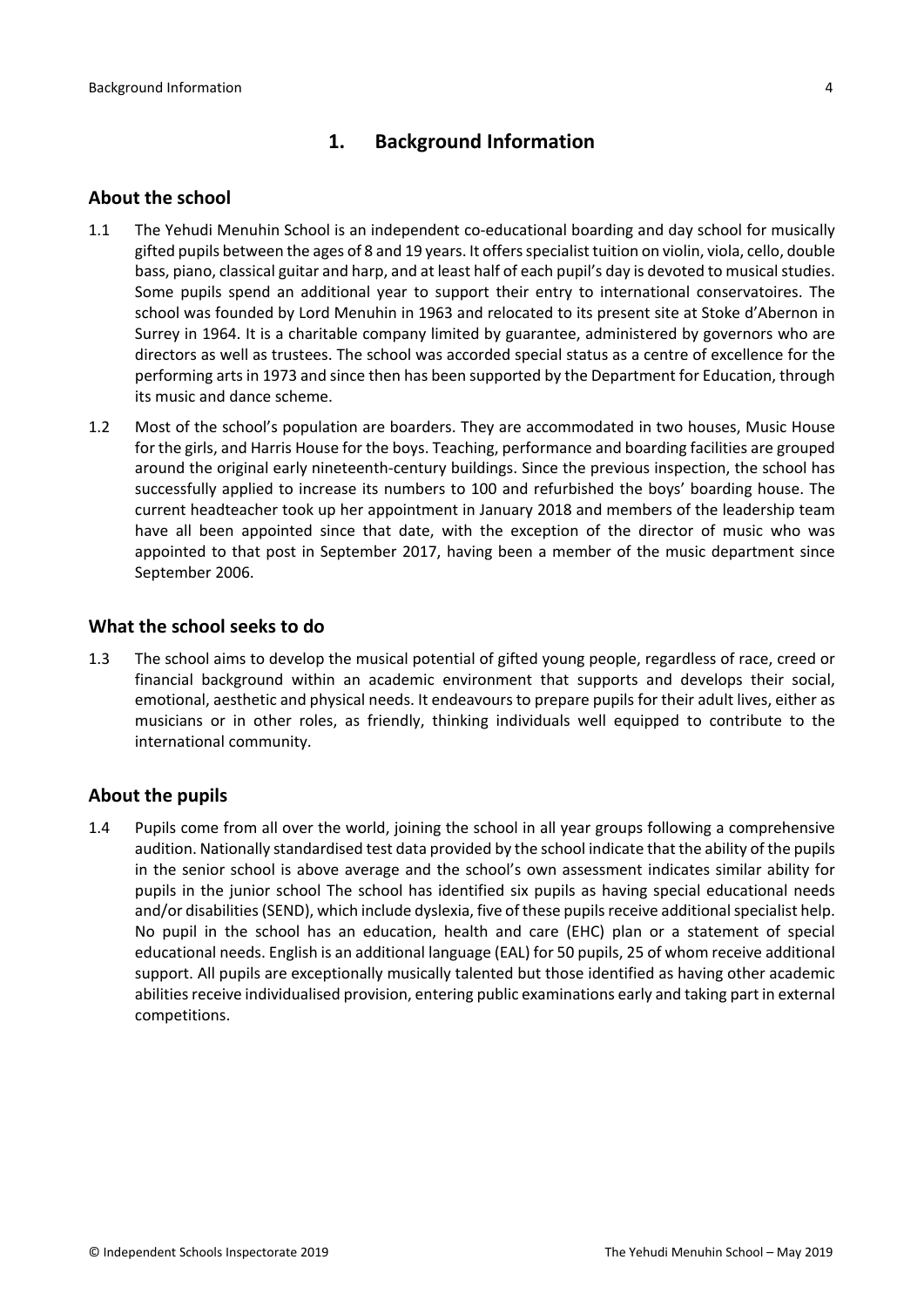# 1. Background Information

## About the school

1.1 The Yehudi Menuhin School is an independent co-educational boarding and day school for musically gifted pupils between the ages of 8 and 19 years. It offers specialist tuition on violin, viola, cello, double bass, piano, classical guitar and harp, and at least half of each pupil's day is devoted to musical studies. Some pupils spend an additional year to support their entry to international conservatoires. The school was founded by Lord Menuhin in 1963 and relocated to its present site at Stoke d'Abernon in Surrey in 1964. It is a charitable company limited by guarantee, administered by governors who are directors as well as trustees. The school was accorded special status as a centre of excellence for the performing arts in 1973 and since then has been supported by the Department for Education, through its music and dance scheme.

1.2 Most of the school's population are boarders. They are accommodated in two houses, Music House for the girls, and Harris House for the boys. Teaching, performance and boarding facilities are grouped around the original early nineteenth-century buildings. Since the previous inspection, the school has successfully applied to increase its numbers to 100 and refurbished the boys' boarding house. The current headteacher took up her appointment in January 2018 and members of the leadership team have all been appointed since that date, with the exception of the director of music who was appointed to that post in September 2017, having been a member of the music department since September 2006.

## What the school seeks to do

1.3 The school aims to develop the musical potential of gifted young people, regardless of race, creed or financial background within an academic environment that supports and develops their social, emotional, aesthetic and physical needs. It endeavours to prepare pupils for their adult lives, either as musicians or in other roles, as friendly, thinking individuals well equipped to contribute to the international community.

## About the pupils

1.4 Pupils come from all over the world, joining the school in all year groups following a comprehensive audition. Nationally standardised test data provided by the school indicate that the ability of the pupils in the senior school is above average and the school's own assessment indicates similar ability for pupils in the junior school The school has identified six pupils as having special educational needs and/or disabilities (SEND), which include dyslexia, five of these pupils receive additional specialist help. No pupil in the school has an education, health and care (EHC) plan or a statement of special educational needs. English is an additional language (EAL) for 50 pupils, 25 of whom receive additional support. All pupils are exceptionally musically talented but those identified as having other academic abilities receive individualised provision, entering public examinations early and taking part in external competitions.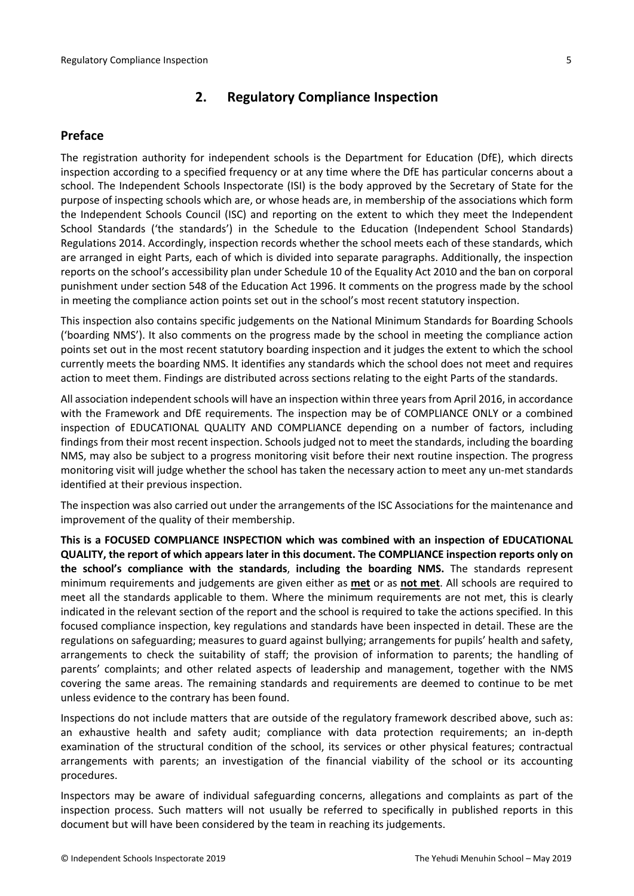## 2. Regulatory Compliance Inspection

### Preface

The registration authority for independent schools is the Department for Education (DfE), which directs inspection according to a specified frequency or at any time where the DfE has particular concerns about a school. The Independent Schools Inspectorate (ISI) is the body approved by the Secretary of State for the purpose of inspecting schools which are, or whose heads are, in membership of the associations which form the Independent Schools Council (ISC) and reporting on the extent to which they meet the Independent School Standards ('the standards') in the Schedule to the Education (Independent School Standards) Regulations 2014. Accordingly, inspection records whether the school meets each of these standards, which are arranged in eight Parts, each of which is divided into separate paragraphs. Additionally, the inspection reports on the school's accessibility plan under Schedule 10 of the Equality Act 2010 and the ban on corporal punishment under section 548 of the Education Act 1996. It comments on the progress made by the school in meeting the compliance action points set out in the school's most recent statutory inspection.

This inspection also contains specific judgements on the National Minimum Standards for Boarding Schools ('boarding NMS'). It also comments on the progress made by the school in meeting the compliance action points set out in the most recent statutory boarding inspection and it judges the extent to which the school currently meets the boarding NMS. It identifies any standards which the school does not meet and requires action to meet them. Findings are distributed across sections relating to the eight Parts of the standards.

All association independent schools will have an inspection within three years from April 2016, in accordance with the Framework and DfE requirements. The inspection may be of COMPLIANCE ONLY or a combined inspection of EDUCATIONAL QUALITY AND COMPLIANCE depending on a number of factors, including findings from their most recent inspection. Schools judged not to meet the standards, including the boarding NMS, may also be subject to a progress monitoring visit before their next routine inspection. The progress monitoring visit will judge whether the school has taken the necessary action to meet any un-met standards identified at their previous inspection.

The inspection was also carried out under the arrangements of the ISC Associations for the maintenance and improvement of the quality of their membership.

**This is a FOCUSED COMPLIANCE INSPECTION which was combined with an inspection of EDUCATIONAL QUALITY, the report of which appears later in this document. The COMPLIANCE inspection reports only on the school's compliance with the standards**, **including the boarding NMS.** The standards represent minimum requirements and judgements are given either as **met** or as **not met**. All schools are required to meet all the standards applicable to them. Where the minimum requirements are not met, this is clearly indicated in the relevant section of the report and the school is required to take the actions specified. In this focused compliance inspection, key regulations and standards have been inspected in detail. These are the regulations on safeguarding; measures to guard against bullying; arrangements for pupils' health and safety, arrangements to check the suitability of staff; the provision of information to parents; the handling of parents' complaints; and other related aspects of leadership and management, together with the NMS covering the same areas. The remaining standards and requirements are deemed to continue to be met unless evidence to the contrary has been found.

Inspections do not include matters that are outside of the regulatory framework described above, such as: an exhaustive health and safety audit; compliance with data protection requirements; an in-depth examination of the structural condition of the school, its services or other physical features; contractual arrangements with parents; an investigation of the financial viability of the school or its accounting procedures.

Inspectors may be aware of individual safeguarding concerns, allegations and complaints as part of the inspection process. Such matters will not usually be referred to specifically in published reports in this document but will have been considered by the team in reaching its judgements.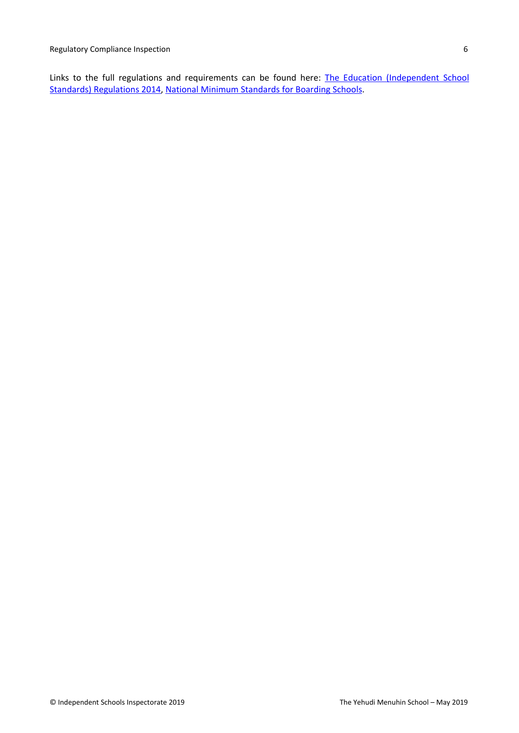Links to the full regulations and requirements can be found here: [The Education (Independent School Standards) Regulations 2014](), [National Minimum Standards for Boarding Schools]().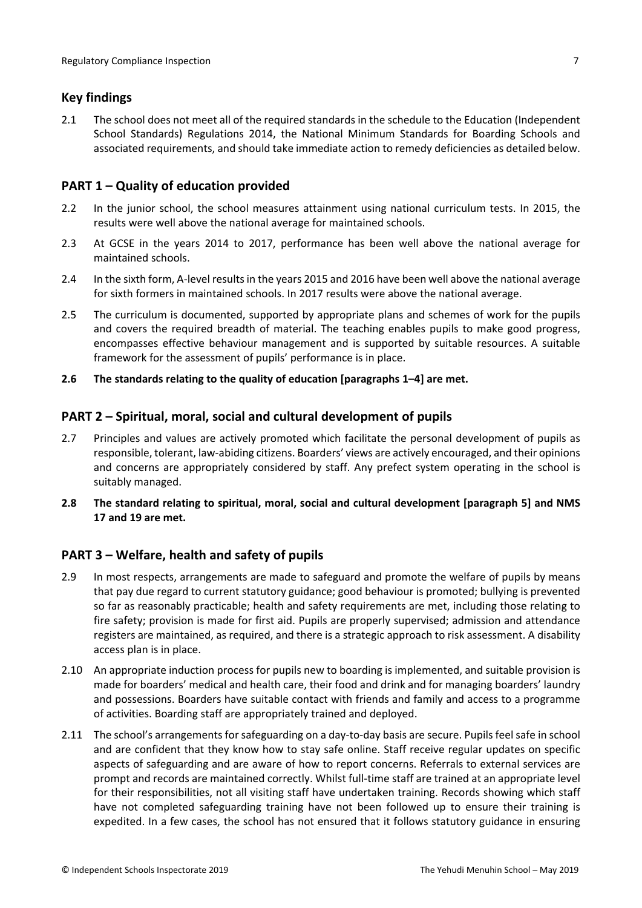## Key findings

2.1 The school does not meet all of the required standards in the schedule to the Education (Independent School Standards) Regulations 2014, the National Minimum Standards for Boarding Schools and associated requirements, and should take immediate action to remedy deficiencies as detailed below.

## PART 1 – Quality of education provided

2.2 In the junior school, the school measures attainment using national curriculum tests. In 2015, the results were well above the national average for maintained schools.

2.3 At GCSE in the years 2014 to 2017, performance has been well above the national average for maintained schools.

2.4 In the sixth form, A-level results in the years 2015 and 2016 have been well above the national average for sixth formers in maintained schools. In 2017 results were above the national average.

2.5 The curriculum is documented, supported by appropriate plans and schemes of work for the pupils and covers the required breadth of material. The teaching enables pupils to make good progress, encompasses effective behaviour management and is supported by suitable resources. A suitable framework for the assessment of pupils' performance is in place.

**2.6 The standards relating to the quality of education [paragraphs 1–4] are met.**

## PART 2 – Spiritual, moral, social and cultural development of pupils

2.7 Principles and values are actively promoted which facilitate the personal development of pupils as responsible, tolerant, law-abiding citizens. Boarders' views are actively encouraged, and their opinions and concerns are appropriately considered by staff. Any prefect system operating in the school is suitably managed.

**2.8 The standard relating to spiritual, moral, social and cultural development [paragraph 5] and NMS 17 and 19 are met.**

## PART 3 – Welfare, health and safety of pupils

2.9 In most respects, arrangements are made to safeguard and promote the welfare of pupils by means that pay due regard to current statutory guidance; good behaviour is promoted; bullying is prevented so far as reasonably practicable; health and safety requirements are met, including those relating to fire safety; provision is made for first aid. Pupils are properly supervised; admission and attendance registers are maintained, as required, and there is a strategic approach to risk assessment. A disability access plan is in place.

2.10 An appropriate induction process for pupils new to boarding is implemented, and suitable provision is made for boarders' medical and health care, their food and drink and for managing boarders' laundry and possessions. Boarders have suitable contact with friends and family and access to a programme of activities. Boarding staff are appropriately trained and deployed.

2.11 The school's arrangements for safeguarding on a day-to-day basis are secure. Pupils feel safe in school and are confident that they know how to stay safe online. Staff receive regular updates on specific aspects of safeguarding and are aware of how to report concerns. Referrals to external services are prompt and records are maintained correctly. Whilst full-time staff are trained at an appropriate level for their responsibilities, not all visiting staff have undertaken training. Records showing which staff have not completed safeguarding training have not been followed up to ensure their training is expedited. In a few cases, the school has not ensured that it follows statutory guidance in ensuring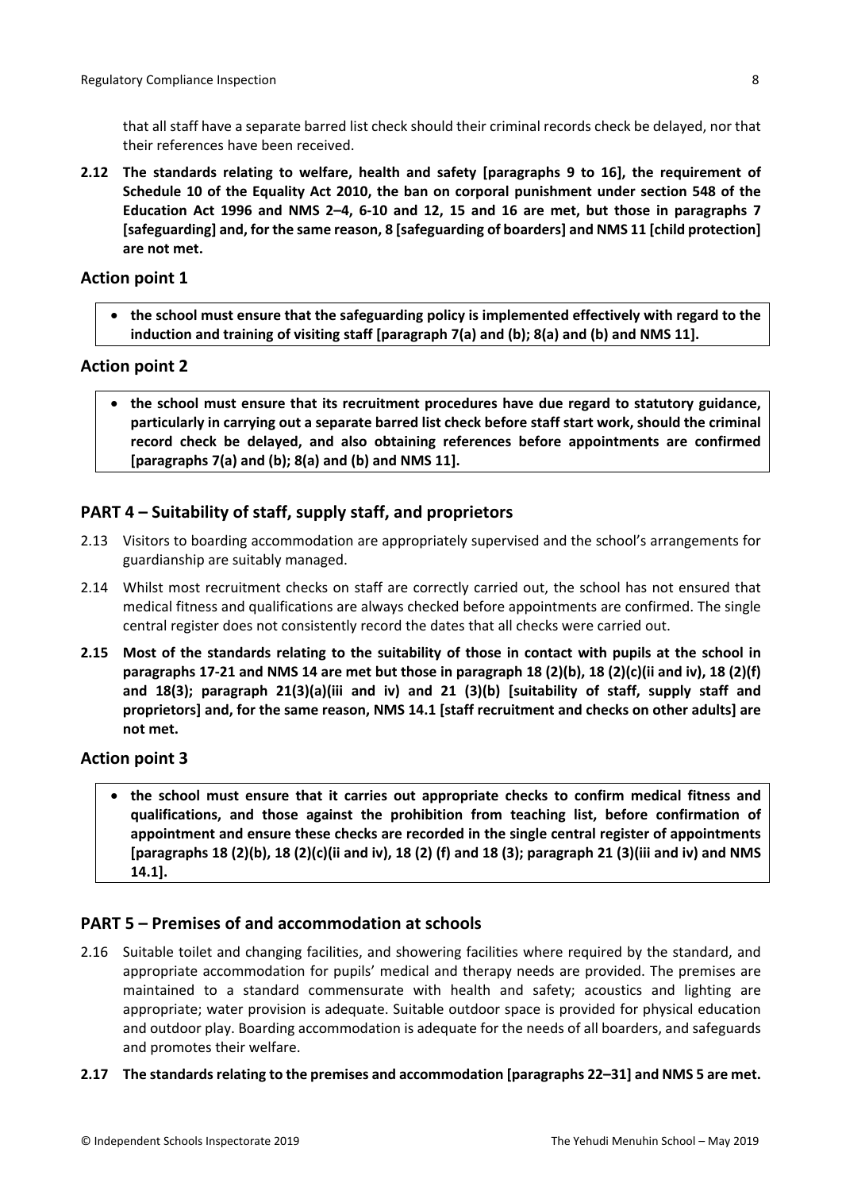that all staff have a separate barred list check should their criminal records check be delayed, nor that their references have been received.

**2.12 The standards relating to welfare, health and safety [paragraphs 9 to 16], the requirement of Schedule 10 of the Equality Act 2010, the ban on corporal punishment under section 548 of the Education Act 1996 and NMS 2–4, 6-10 and 12, 15 and 16 are met, but those in paragraphs 7 [safeguarding] and, for the same reason, 8 [safeguarding of boarders] and NMS 11 [child protection] are not met.**

## Action point 1

- **the school must ensure that the safeguarding policy is implemented effectively with regard to the induction and training of visiting staff [paragraph 7(a) and (b); 8(a) and (b) and NMS 11].**

## Action point 2

- **the school must ensure that its recruitment procedures have due regard to statutory guidance, particularly in carrying out a separate barred list check before staff start work, should the criminal record check be delayed, and also obtaining references before appointments are confirmed [paragraphs 7(a) and (b); 8(a) and (b) and NMS 11].**

## PART 4 – Suitability of staff, supply staff, and proprietors

2.13 Visitors to boarding accommodation are appropriately supervised and the school's arrangements for guardianship are suitably managed.

2.14 Whilst most recruitment checks on staff are correctly carried out, the school has not ensured that medical fitness and qualifications are always checked before appointments are confirmed. The single central register does not consistently record the dates that all checks were carried out.

**2.15 Most of the standards relating to the suitability of those in contact with pupils at the school in paragraphs 17-21 and NMS 14 are met but those in paragraph 18 (2)(b), 18 (2)(c)(ii and iv), 18 (2)(f) and 18(3); paragraph 21(3)(a)(iii and iv) and 21 (3)(b) [suitability of staff, supply staff and proprietors] and, for the same reason, NMS 14.1 [staff recruitment and checks on other adults] are not met.**

## Action point 3

- **the school must ensure that it carries out appropriate checks to confirm medical fitness and qualifications, and those against the prohibition from teaching list, before confirmation of appointment and ensure these checks are recorded in the single central register of appointments [paragraphs 18 (2)(b), 18 (2)(c)(ii and iv), 18 (2) (f) and 18 (3); paragraph 21 (3)(iii and iv) and NMS 14.1].**

## PART 5 – Premises of and accommodation at schools

2.16 Suitable toilet and changing facilities, and showering facilities where required by the standard, and appropriate accommodation for pupils' medical and therapy needs are provided. The premises are maintained to a standard commensurate with health and safety; acoustics and lighting are appropriate; water provision is adequate. Suitable outdoor space is provided for physical education and outdoor play. Boarding accommodation is adequate for the needs of all boarders, and safeguards and promotes their welfare.

**2.17 The standards relating to the premises and accommodation [paragraphs 22–31] and NMS 5 are met.**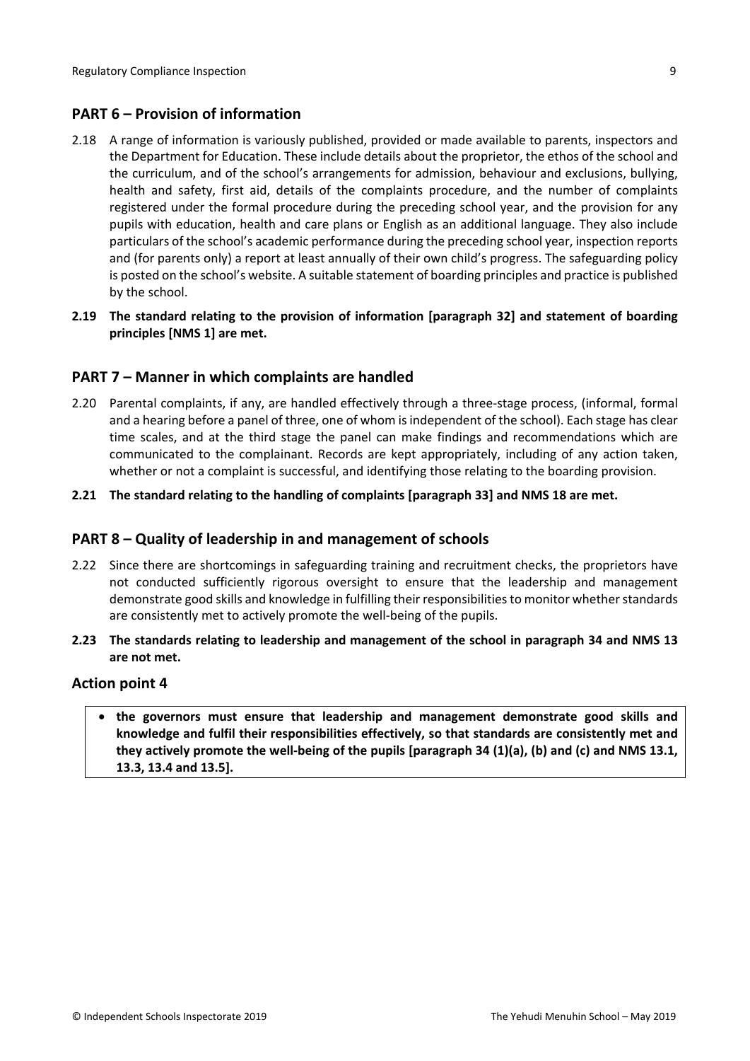## PART 6 – Provision of information

2.18 A range of information is variously published, provided or made available to parents, inspectors and the Department for Education. These include details about the proprietor, the ethos of the school and the curriculum, and of the school's arrangements for admission, behaviour and exclusions, bullying, health and safety, first aid, details of the complaints procedure, and the number of complaints registered under the formal procedure during the preceding school year, and the provision for any pupils with education, health and care plans or English as an additional language. They also include particulars of the school's academic performance during the preceding school year, inspection reports and (for parents only) a report at least annually of their own child's progress. The safeguarding policy is posted on the school's website. A suitable statement of boarding principles and practice is published by the school.

**2.19 The standard relating to the provision of information [paragraph 32] and statement of boarding principles [NMS 1] are met.**

## PART 7 – Manner in which complaints are handled

2.20 Parental complaints, if any, are handled effectively through a three-stage process, (informal, formal and a hearing before a panel of three, one of whom is independent of the school). Each stage has clear time scales, and at the third stage the panel can make findings and recommendations which are communicated to the complainant. Records are kept appropriately, including of any action taken, whether or not a complaint is successful, and identifying those relating to the boarding provision.

**2.21 The standard relating to the handling of complaints [paragraph 33] and NMS 18 are met.**

## PART 8 – Quality of leadership in and management of schools

2.22 Since there are shortcomings in safeguarding training and recruitment checks, the proprietors have not conducted sufficiently rigorous oversight to ensure that the leadership and management demonstrate good skills and knowledge in fulfilling their responsibilities to monitor whether standards are consistently met to actively promote the well-being of the pupils.

**2.23 The standards relating to leadership and management of the school in paragraph 34 and NMS 13 are not met.**

## Action point 4

- **the governors must ensure that leadership and management demonstrate good skills and knowledge and fulfil their responsibilities effectively, so that standards are consistently met and they actively promote the well-being of the pupils [paragraph 34 (1)(a), (b) and (c) and NMS 13.1, 13.3, 13.4 and 13.5].**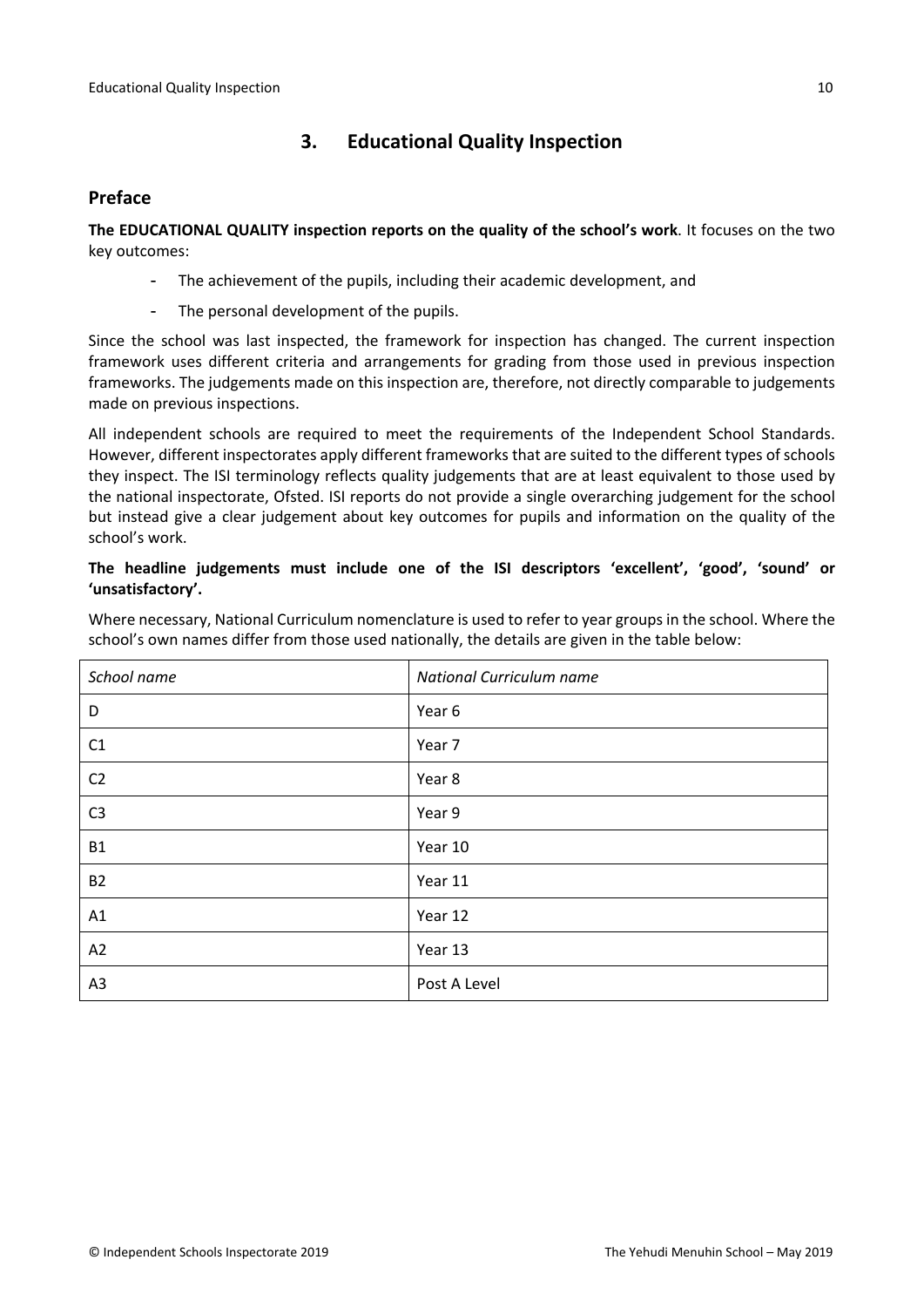## 3. Educational Quality Inspection

### Preface

**The EDUCATIONAL QUALITY inspection reports on the quality of the school's work**. It focuses on the two key outcomes:

- The achievement of the pupils, including their academic development, and
- The personal development of the pupils.

Since the school was last inspected, the framework for inspection has changed. The current inspection framework uses different criteria and arrangements for grading from those used in previous inspection frameworks. The judgements made on this inspection are, therefore, not directly comparable to judgements made on previous inspections.

All independent schools are required to meet the requirements of the Independent School Standards. However, different inspectorates apply different frameworks that are suited to the different types of schools they inspect. The ISI terminology reflects quality judgements that are at least equivalent to those used by the national inspectorate, Ofsted. ISI reports do not provide a single overarching judgement for the school but instead give a clear judgement about key outcomes for pupils and information on the quality of the school's work.

**The headline judgements must include one of the ISI descriptors 'excellent', 'good', 'sound' or 'unsatisfactory'.**

Where necessary, National Curriculum nomenclature is used to refer to year groups in the school. Where the school's own names differ from those used nationally, the details are given in the table below:

| *School name* | *National Curriculum name* |
|---|---|
| D | Year 6 |
| C1 | Year 7 |
| C2 | Year 8 |
| C3 | Year 9 |
| B1 | Year 10 |
| B2 | Year 11 |
| A1 | Year 12 |
| A2 | Year 13 |
| A3 | Post A Level |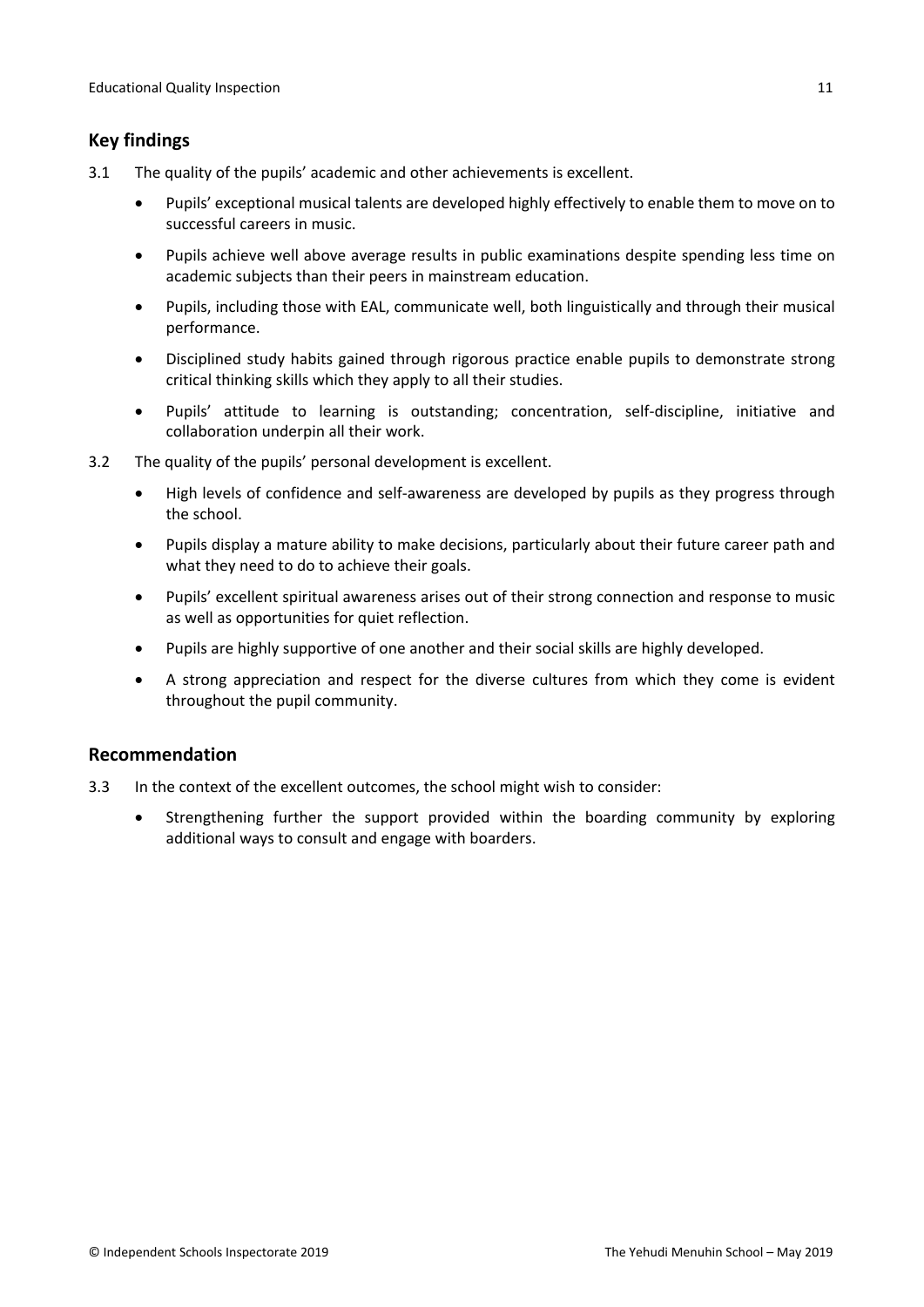## Key findings

3.1 The quality of the pupils' academic and other achievements is excellent.

- Pupils' exceptional musical talents are developed highly effectively to enable them to move on to successful careers in music.
- Pupils achieve well above average results in public examinations despite spending less time on academic subjects than their peers in mainstream education.
- Pupils, including those with EAL, communicate well, both linguistically and through their musical performance.
- Disciplined study habits gained through rigorous practice enable pupils to demonstrate strong critical thinking skills which they apply to all their studies.
- Pupils' attitude to learning is outstanding; concentration, self-discipline, initiative and collaboration underpin all their work.

3.2 The quality of the pupils' personal development is excellent.

- High levels of confidence and self-awareness are developed by pupils as they progress through the school.
- Pupils display a mature ability to make decisions, particularly about their future career path and what they need to do to achieve their goals.
- Pupils' excellent spiritual awareness arises out of their strong connection and response to music as well as opportunities for quiet reflection.
- Pupils are highly supportive of one another and their social skills are highly developed.
- A strong appreciation and respect for the diverse cultures from which they come is evident throughout the pupil community.

## Recommendation

3.3 In the context of the excellent outcomes, the school might wish to consider:

- Strengthening further the support provided within the boarding community by exploring additional ways to consult and engage with boarders.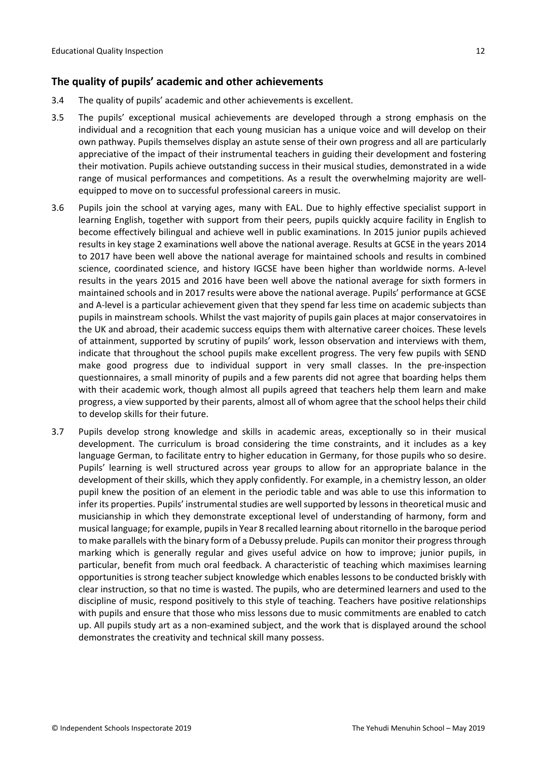## The quality of pupils' academic and other achievements

3.4 The quality of pupils' academic and other achievements is excellent.

3.5 The pupils' exceptional musical achievements are developed through a strong emphasis on the individual and a recognition that each young musician has a unique voice and will develop on their own pathway. Pupils themselves display an astute sense of their own progress and all are particularly appreciative of the impact of their instrumental teachers in guiding their development and fostering their motivation. Pupils achieve outstanding success in their musical studies, demonstrated in a wide range of musical performances and competitions. As a result the overwhelming majority are well-equipped to move on to successful professional careers in music.

3.6 Pupils join the school at varying ages, many with EAL. Due to highly effective specialist support in learning English, together with support from their peers, pupils quickly acquire facility in English to become effectively bilingual and achieve well in public examinations. In 2015 junior pupils achieved results in key stage 2 examinations well above the national average. Results at GCSE in the years 2014 to 2017 have been well above the national average for maintained schools and results in combined science, coordinated science, and history IGCSE have been higher than worldwide norms. A-level results in the years 2015 and 2016 have been well above the national average for sixth formers in maintained schools and in 2017 results were above the national average. Pupils' performance at GCSE and A-level is a particular achievement given that they spend far less time on academic subjects than pupils in mainstream schools. Whilst the vast majority of pupils gain places at major conservatoires in the UK and abroad, their academic success equips them with alternative career choices. These levels of attainment, supported by scrutiny of pupils' work, lesson observation and interviews with them, indicate that throughout the school pupils make excellent progress. The very few pupils with SEND make good progress due to individual support in very small classes. In the pre-inspection questionnaires, a small minority of pupils and a few parents did not agree that boarding helps them with their academic work, though almost all pupils agreed that teachers help them learn and make progress, a view supported by their parents, almost all of whom agree that the school helps their child to develop skills for their future.

3.7 Pupils develop strong knowledge and skills in academic areas, exceptionally so in their musical development. The curriculum is broad considering the time constraints, and it includes as a key language German, to facilitate entry to higher education in Germany, for those pupils who so desire. Pupils' learning is well structured across year groups to allow for an appropriate balance in the development of their skills, which they apply confidently. For example, in a chemistry lesson, an older pupil knew the position of an element in the periodic table and was able to use this information to infer its properties. Pupils' instrumental studies are well supported by lessons in theoretical music and musicianship in which they demonstrate exceptional level of understanding of harmony, form and musical language; for example, pupils in Year 8 recalled learning about ritornello in the baroque period to make parallels with the binary form of a Debussy prelude. Pupils can monitor their progress through marking which is generally regular and gives useful advice on how to improve; junior pupils, in particular, benefit from much oral feedback. A characteristic of teaching which maximises learning opportunities is strong teacher subject knowledge which enables lessons to be conducted briskly with clear instruction, so that no time is wasted. The pupils, who are determined learners and used to the discipline of music, respond positively to this style of teaching. Teachers have positive relationships with pupils and ensure that those who miss lessons due to music commitments are enabled to catch up. All pupils study art as a non-examined subject, and the work that is displayed around the school demonstrates the creativity and technical skill many possess.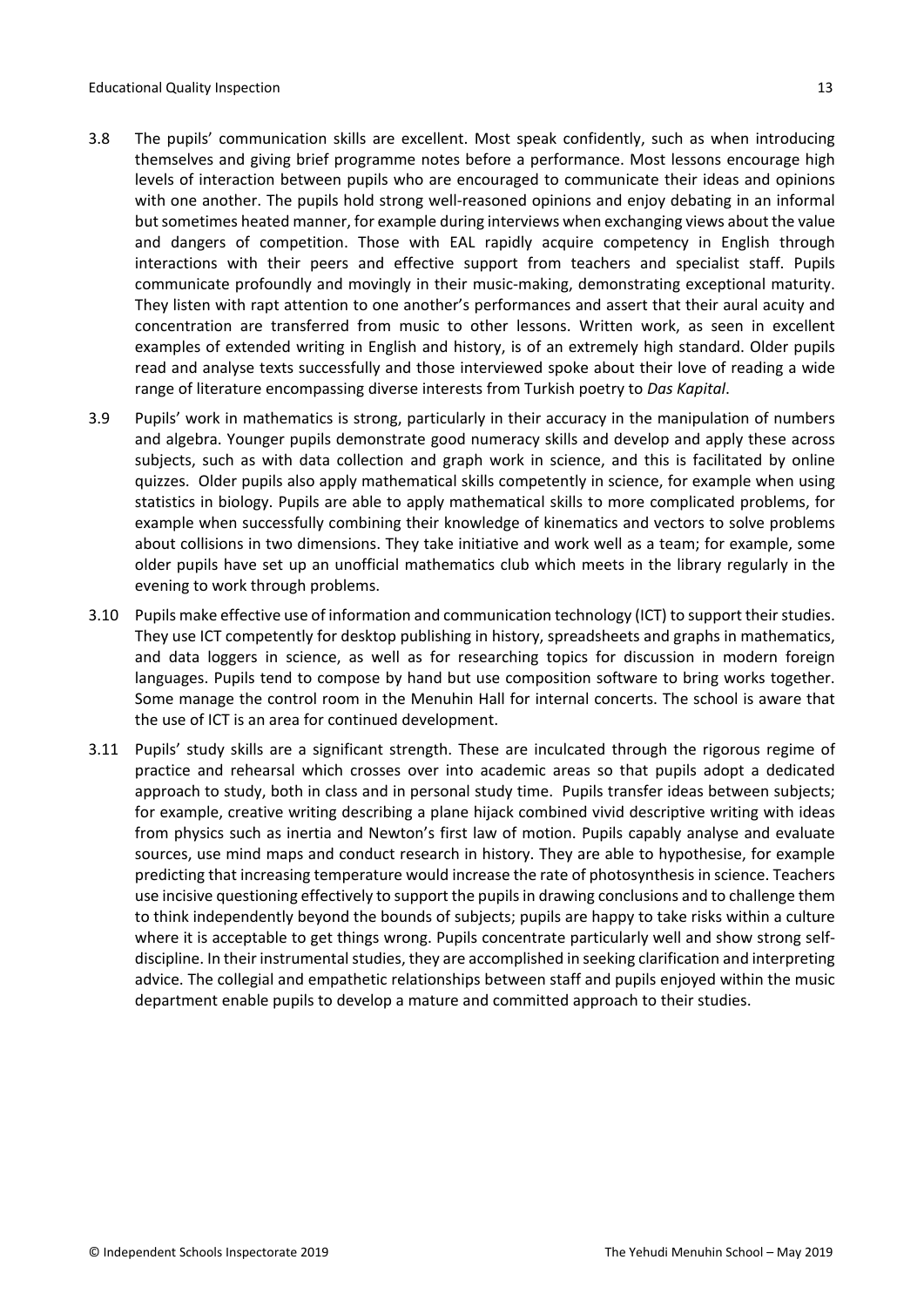3.8 The pupils' communication skills are excellent. Most speak confidently, such as when introducing themselves and giving brief programme notes before a performance. Most lessons encourage high levels of interaction between pupils who are encouraged to communicate their ideas and opinions with one another. The pupils hold strong well-reasoned opinions and enjoy debating in an informal but sometimes heated manner, for example during interviews when exchanging views about the value and dangers of competition. Those with EAL rapidly acquire competency in English through interactions with their peers and effective support from teachers and specialist staff. Pupils communicate profoundly and movingly in their music-making, demonstrating exceptional maturity. They listen with rapt attention to one another's performances and assert that their aural acuity and concentration are transferred from music to other lessons. Written work, as seen in excellent examples of extended writing in English and history, is of an extremely high standard. Older pupils read and analyse texts successfully and those interviewed spoke about their love of reading a wide range of literature encompassing diverse interests from Turkish poetry to *Das Kapital*.

3.9 Pupils' work in mathematics is strong, particularly in their accuracy in the manipulation of numbers and algebra. Younger pupils demonstrate good numeracy skills and develop and apply these across subjects, such as with data collection and graph work in science, and this is facilitated by online quizzes. Older pupils also apply mathematical skills competently in science, for example when using statistics in biology. Pupils are able to apply mathematical skills to more complicated problems, for example when successfully combining their knowledge of kinematics and vectors to solve problems about collisions in two dimensions. They take initiative and work well as a team; for example, some older pupils have set up an unofficial mathematics club which meets in the library regularly in the evening to work through problems.

3.10 Pupils make effective use of information and communication technology (ICT) to support their studies. They use ICT competently for desktop publishing in history, spreadsheets and graphs in mathematics, and data loggers in science, as well as for researching topics for discussion in modern foreign languages. Pupils tend to compose by hand but use composition software to bring works together. Some manage the control room in the Menuhin Hall for internal concerts. The school is aware that the use of ICT is an area for continued development.

3.11 Pupils' study skills are a significant strength. These are inculcated through the rigorous regime of practice and rehearsal which crosses over into academic areas so that pupils adopt a dedicated approach to study, both in class and in personal study time. Pupils transfer ideas between subjects; for example, creative writing describing a plane hijack combined vivid descriptive writing with ideas from physics such as inertia and Newton's first law of motion. Pupils capably analyse and evaluate sources, use mind maps and conduct research in history. They are able to hypothesise, for example predicting that increasing temperature would increase the rate of photosynthesis in science. Teachers use incisive questioning effectively to support the pupils in drawing conclusions and to challenge them to think independently beyond the bounds of subjects; pupils are happy to take risks within a culture where it is acceptable to get things wrong. Pupils concentrate particularly well and show strong self-discipline. In their instrumental studies, they are accomplished in seeking clarification and interpreting advice. The collegial and empathetic relationships between staff and pupils enjoyed within the music department enable pupils to develop a mature and committed approach to their studies.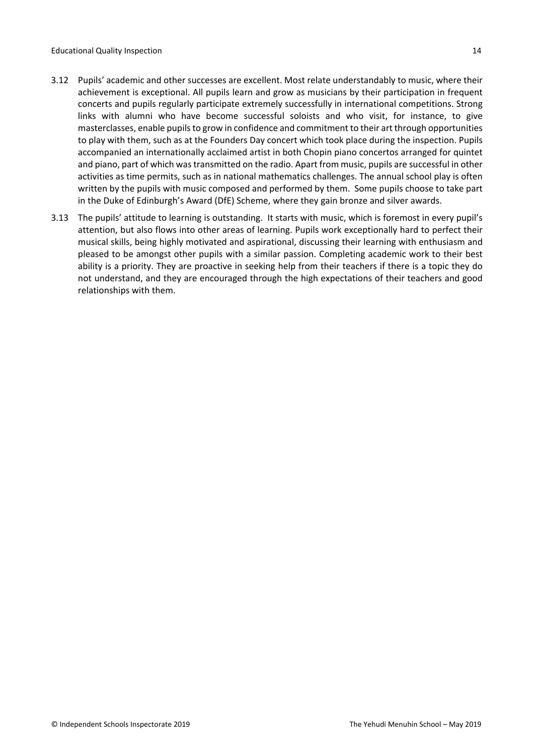3.12 Pupils' academic and other successes are excellent. Most relate understandably to music, where their achievement is exceptional. All pupils learn and grow as musicians by their participation in frequent concerts and pupils regularly participate extremely successfully in international competitions. Strong links with alumni who have become successful soloists and who visit, for instance, to give masterclasses, enable pupils to grow in confidence and commitment to their art through opportunities to play with them, such as at the Founders Day concert which took place during the inspection. Pupils accompanied an internationally acclaimed artist in both Chopin piano concertos arranged for quintet and piano, part of which was transmitted on the radio. Apart from music, pupils are successful in other activities as time permits, such as in national mathematics challenges. The annual school play is often written by the pupils with music composed and performed by them. Some pupils choose to take part in the Duke of Edinburgh's Award (DfE) Scheme, where they gain bronze and silver awards.

3.13 The pupils' attitude to learning is outstanding. It starts with music, which is foremost in every pupil's attention, but also flows into other areas of learning. Pupils work exceptionally hard to perfect their musical skills, being highly motivated and aspirational, discussing their learning with enthusiasm and pleased to be amongst other pupils with a similar passion. Completing academic work to their best ability is a priority. They are proactive in seeking help from their teachers if there is a topic they do not understand, and they are encouraged through the high expectations of their teachers and good relationships with them.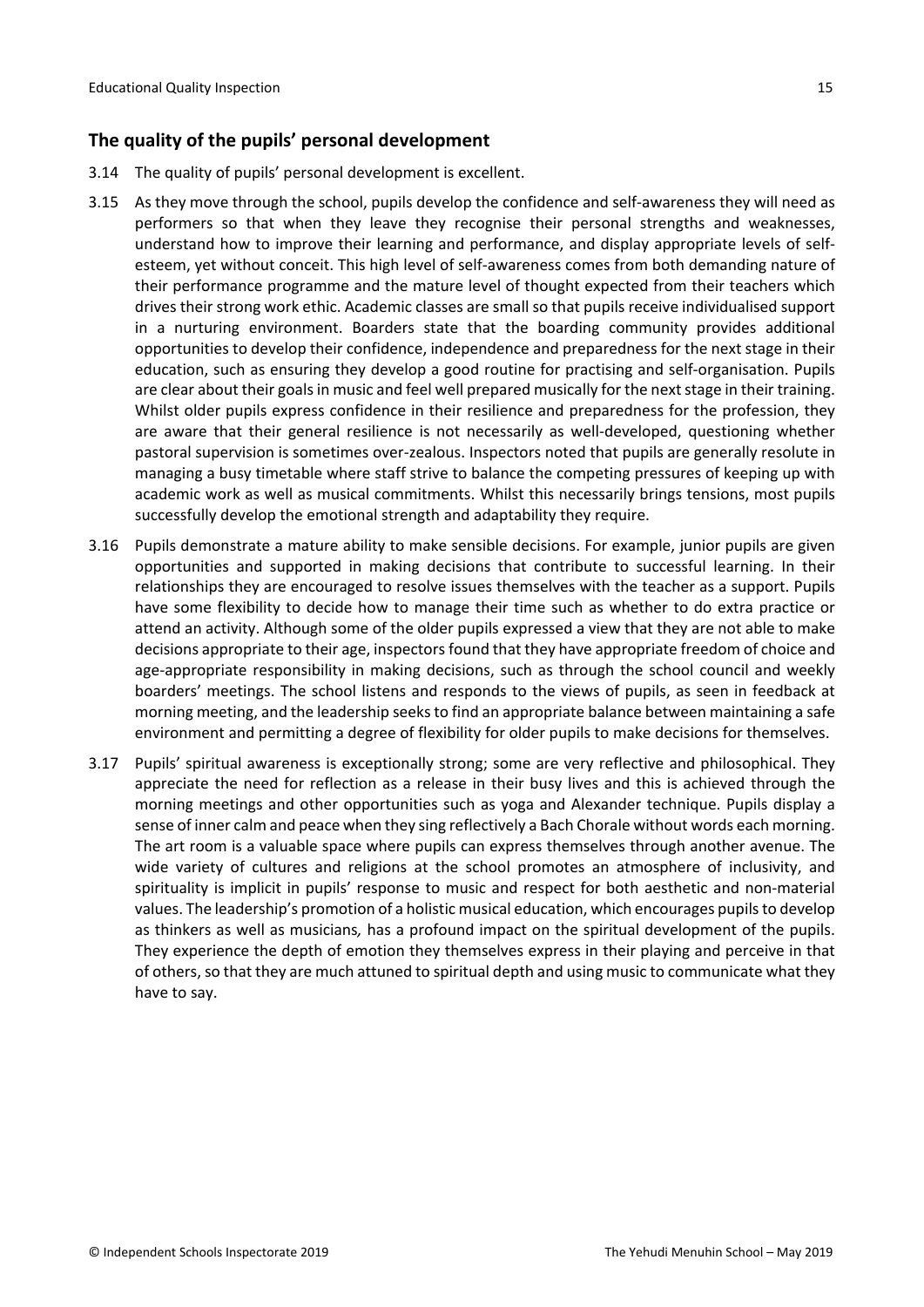## The quality of the pupils' personal development

3.14 The quality of pupils' personal development is excellent.

3.15 As they move through the school, pupils develop the confidence and self-awareness they will need as performers so that when they leave they recognise their personal strengths and weaknesses, understand how to improve their learning and performance, and display appropriate levels of self-esteem, yet without conceit. This high level of self-awareness comes from both demanding nature of their performance programme and the mature level of thought expected from their teachers which drives their strong work ethic. Academic classes are small so that pupils receive individualised support in a nurturing environment. Boarders state that the boarding community provides additional opportunities to develop their confidence, independence and preparedness for the next stage in their education, such as ensuring they develop a good routine for practising and self-organisation. Pupils are clear about their goals in music and feel well prepared musically for the next stage in their training. Whilst older pupils express confidence in their resilience and preparedness for the profession, they are aware that their general resilience is not necessarily as well-developed, questioning whether pastoral supervision is sometimes over-zealous. Inspectors noted that pupils are generally resolute in managing a busy timetable where staff strive to balance the competing pressures of keeping up with academic work as well as musical commitments. Whilst this necessarily brings tensions, most pupils successfully develop the emotional strength and adaptability they require.

3.16 Pupils demonstrate a mature ability to make sensible decisions. For example, junior pupils are given opportunities and supported in making decisions that contribute to successful learning. In their relationships they are encouraged to resolve issues themselves with the teacher as a support. Pupils have some flexibility to decide how to manage their time such as whether to do extra practice or attend an activity. Although some of the older pupils expressed a view that they are not able to make decisions appropriate to their age, inspectors found that they have appropriate freedom of choice and age-appropriate responsibility in making decisions, such as through the school council and weekly boarders' meetings. The school listens and responds to the views of pupils, as seen in feedback at morning meeting, and the leadership seeks to find an appropriate balance between maintaining a safe environment and permitting a degree of flexibility for older pupils to make decisions for themselves.

3.17 Pupils' spiritual awareness is exceptionally strong; some are very reflective and philosophical. They appreciate the need for reflection as a release in their busy lives and this is achieved through the morning meetings and other opportunities such as yoga and Alexander technique. Pupils display a sense of inner calm and peace when they sing reflectively a Bach Chorale without words each morning. The art room is a valuable space where pupils can express themselves through another avenue. The wide variety of cultures and religions at the school promotes an atmosphere of inclusivity, and spirituality is implicit in pupils' response to music and respect for both aesthetic and non-material values. The leadership's promotion of a holistic musical education, which encourages pupils to develop as thinkers as well as musicians*,* has a profound impact on the spiritual development of the pupils. They experience the depth of emotion they themselves express in their playing and perceive in that of others, so that they are much attuned to spiritual depth and using music to communicate what they have to say.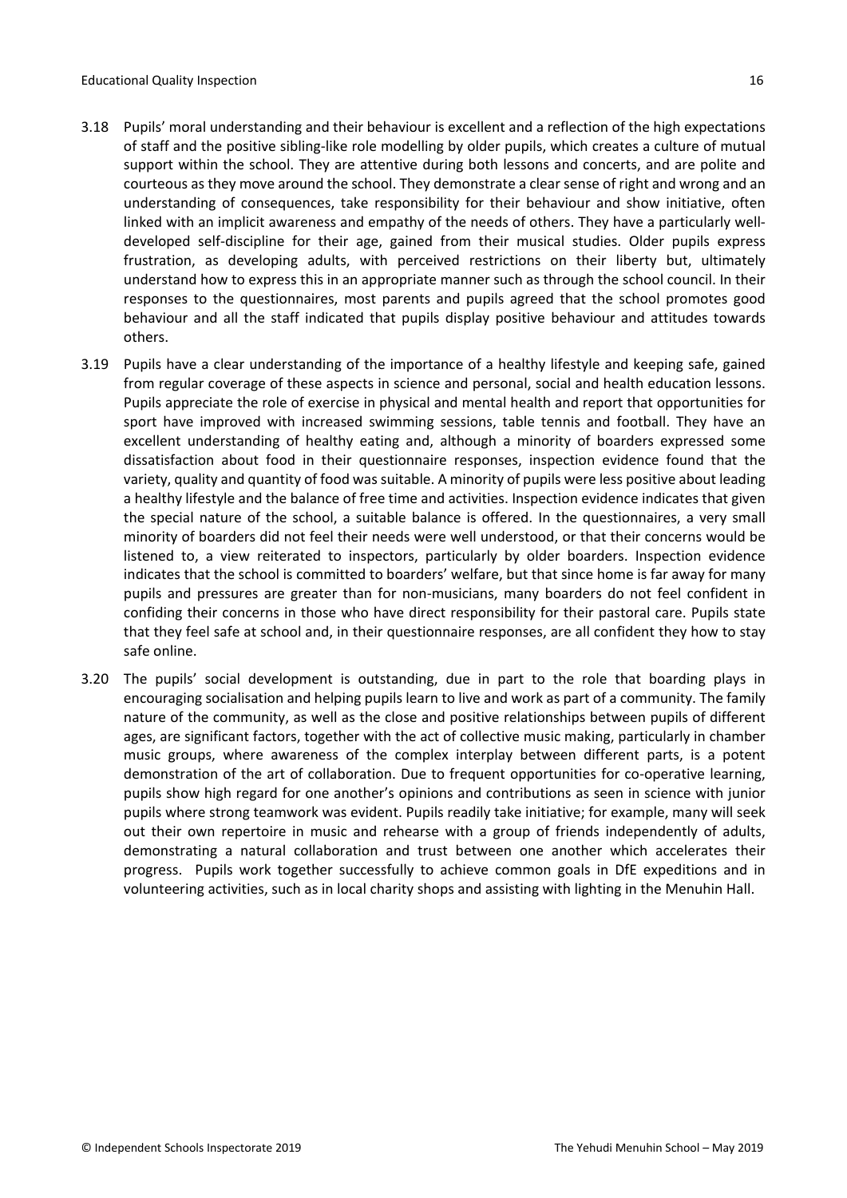3.18 Pupils' moral understanding and their behaviour is excellent and a reflection of the high expectations of staff and the positive sibling-like role modelling by older pupils, which creates a culture of mutual support within the school. They are attentive during both lessons and concerts, and are polite and courteous as they move around the school. They demonstrate a clear sense of right and wrong and an understanding of consequences, take responsibility for their behaviour and show initiative, often linked with an implicit awareness and empathy of the needs of others. They have a particularly well-developed self-discipline for their age, gained from their musical studies. Older pupils express frustration, as developing adults, with perceived restrictions on their liberty but, ultimately understand how to express this in an appropriate manner such as through the school council. In their responses to the questionnaires, most parents and pupils agreed that the school promotes good behaviour and all the staff indicated that pupils display positive behaviour and attitudes towards others.

3.19 Pupils have a clear understanding of the importance of a healthy lifestyle and keeping safe, gained from regular coverage of these aspects in science and personal, social and health education lessons. Pupils appreciate the role of exercise in physical and mental health and report that opportunities for sport have improved with increased swimming sessions, table tennis and football. They have an excellent understanding of healthy eating and, although a minority of boarders expressed some dissatisfaction about food in their questionnaire responses, inspection evidence found that the variety, quality and quantity of food was suitable. A minority of pupils were less positive about leading a healthy lifestyle and the balance of free time and activities. Inspection evidence indicates that given the special nature of the school, a suitable balance is offered. In the questionnaires, a very small minority of boarders did not feel their needs were well understood, or that their concerns would be listened to, a view reiterated to inspectors, particularly by older boarders. Inspection evidence indicates that the school is committed to boarders' welfare, but that since home is far away for many pupils and pressures are greater than for non-musicians, many boarders do not feel confident in confiding their concerns in those who have direct responsibility for their pastoral care. Pupils state that they feel safe at school and, in their questionnaire responses, are all confident they how to stay safe online.

3.20 The pupils' social development is outstanding, due in part to the role that boarding plays in encouraging socialisation and helping pupils learn to live and work as part of a community. The family nature of the community, as well as the close and positive relationships between pupils of different ages, are significant factors, together with the act of collective music making, particularly in chamber music groups, where awareness of the complex interplay between different parts, is a potent demonstration of the art of collaboration. Due to frequent opportunities for co-operative learning, pupils show high regard for one another's opinions and contributions as seen in science with junior pupils where strong teamwork was evident. Pupils readily take initiative; for example, many will seek out their own repertoire in music and rehearse with a group of friends independently of adults, demonstrating a natural collaboration and trust between one another which accelerates their progress. Pupils work together successfully to achieve common goals in DfE expeditions and in volunteering activities, such as in local charity shops and assisting with lighting in the Menuhin Hall.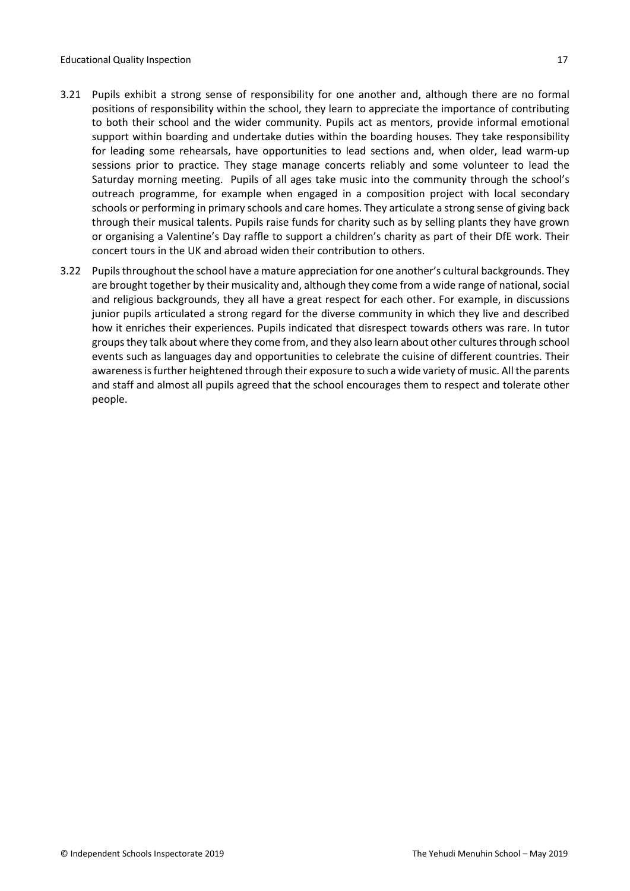3.21 Pupils exhibit a strong sense of responsibility for one another and, although there are no formal positions of responsibility within the school, they learn to appreciate the importance of contributing to both their school and the wider community. Pupils act as mentors, provide informal emotional support within boarding and undertake duties within the boarding houses. They take responsibility for leading some rehearsals, have opportunities to lead sections and, when older, lead warm-up sessions prior to practice. They stage manage concerts reliably and some volunteer to lead the Saturday morning meeting. Pupils of all ages take music into the community through the school's outreach programme, for example when engaged in a composition project with local secondary schools or performing in primary schools and care homes. They articulate a strong sense of giving back through their musical talents. Pupils raise funds for charity such as by selling plants they have grown or organising a Valentine's Day raffle to support a children's charity as part of their DfE work. Their concert tours in the UK and abroad widen their contribution to others.

3.22 Pupils throughout the school have a mature appreciation for one another's cultural backgrounds. They are brought together by their musicality and, although they come from a wide range of national, social and religious backgrounds, they all have a great respect for each other. For example, in discussions junior pupils articulated a strong regard for the diverse community in which they live and described how it enriches their experiences. Pupils indicated that disrespect towards others was rare. In tutor groups they talk about where they come from, and they also learn about other cultures through school events such as languages day and opportunities to celebrate the cuisine of different countries. Their awareness is further heightened through their exposure to such a wide variety of music. All the parents and staff and almost all pupils agreed that the school encourages them to respect and tolerate other people.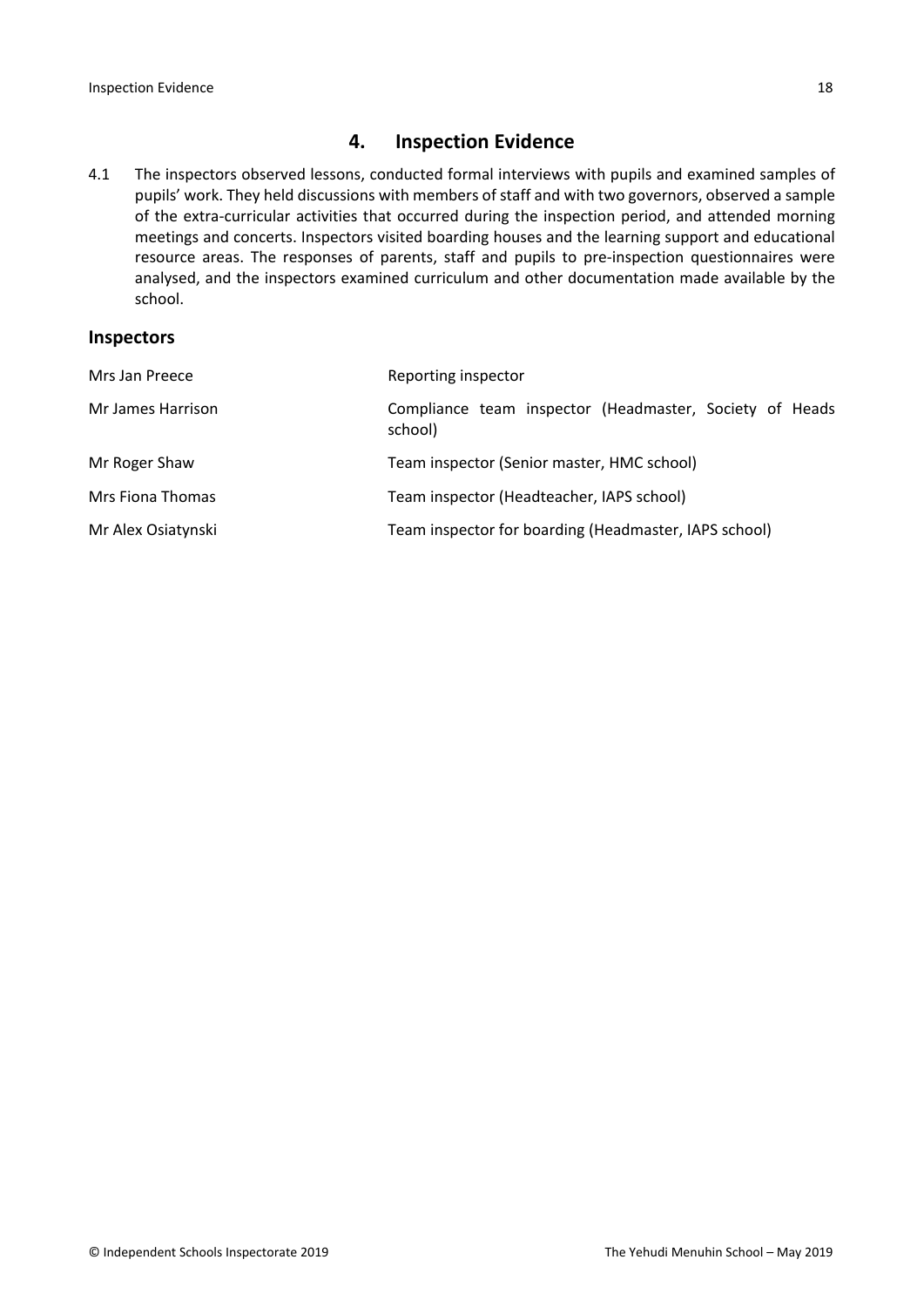## 4. Inspection Evidence

4.1 The inspectors observed lessons, conducted formal interviews with pupils and examined samples of pupils' work. They held discussions with members of staff and with two governors, observed a sample of the extra-curricular activities that occurred during the inspection period, and attended morning meetings and concerts. Inspectors visited boarding houses and the learning support and educational resource areas. The responses of parents, staff and pupils to pre-inspection questionnaires were analysed, and the inspectors examined curriculum and other documentation made available by the school.

### Inspectors

| | |
|---|---|
| Mrs Jan Preece | Reporting inspector |
| Mr James Harrison | Compliance team inspector (Headmaster, Society of Heads school) |
| Mr Roger Shaw | Team inspector (Senior master, HMC school) |
| Mrs Fiona Thomas | Team inspector (Headteacher, IAPS school) |
| Mr Alex Osiatynski | Team inspector for boarding (Headmaster, IAPS school) |